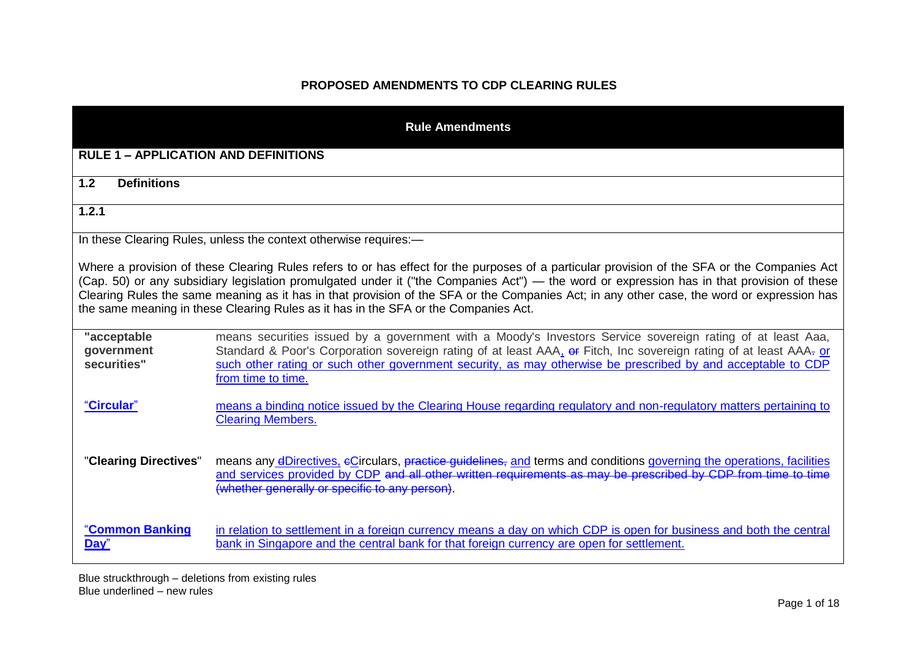# PROPOSED AMENDMENTS TO CDP CLEARING RULES

**Rule Amendments**

## RULE 1 – APPLICATION AND DEFINITIONS

### 1.2 Definitions

### 1.2.1

In these Clearing Rules, unless the context otherwise requires:—

Where a provision of these Clearing Rules refers to or has effect for the purposes of a particular provision of the SFA or the Companies Act (Cap. 50) or any subsidiary legislation promulgated under it ("the Companies Act") — the word or expression has in that provision of these Clearing Rules the same meaning as it has in that provision of the SFA or the Companies Act; in any other case, the word or expression has the same meaning in these Clearing Rules as it has in the SFA or the Companies Act.

| Term | Definition |
|---|---|
| **"acceptable government securities"** | means securities issued by a government with a Moody's Investors Service sovereign rating of at least Aaa, Standard & Poor's Corporation sovereign rating of at least AAA, ~~or~~ Fitch, Inc sovereign rating of at least AAA~~.~~ or such other rating or such other government security, as may otherwise be prescribed by and acceptable to CDP from time to time. |
| "**Circular**" | means a binding notice issued by the Clearing House regarding regulatory and non-regulatory matters pertaining to Clearing Members. |
| "**Clearing Directives**" | means any ~~d~~Directives, ~~c~~Circulars, ~~practice guidelines,~~ and terms and conditions governing the operations, facilities and services provided by CDP ~~and all other written requirements as may be prescribed by CDP from time to time (whether generally or specific to any person)~~. |
| "**Common Banking Day**" | in relation to settlement in a foreign currency means a day on which CDP is open for business and both the central bank in Singapore and the central bank for that foreign currency are open for settlement. |

Blue struckthrough – deletions from existing rules
Blue underlined – new rules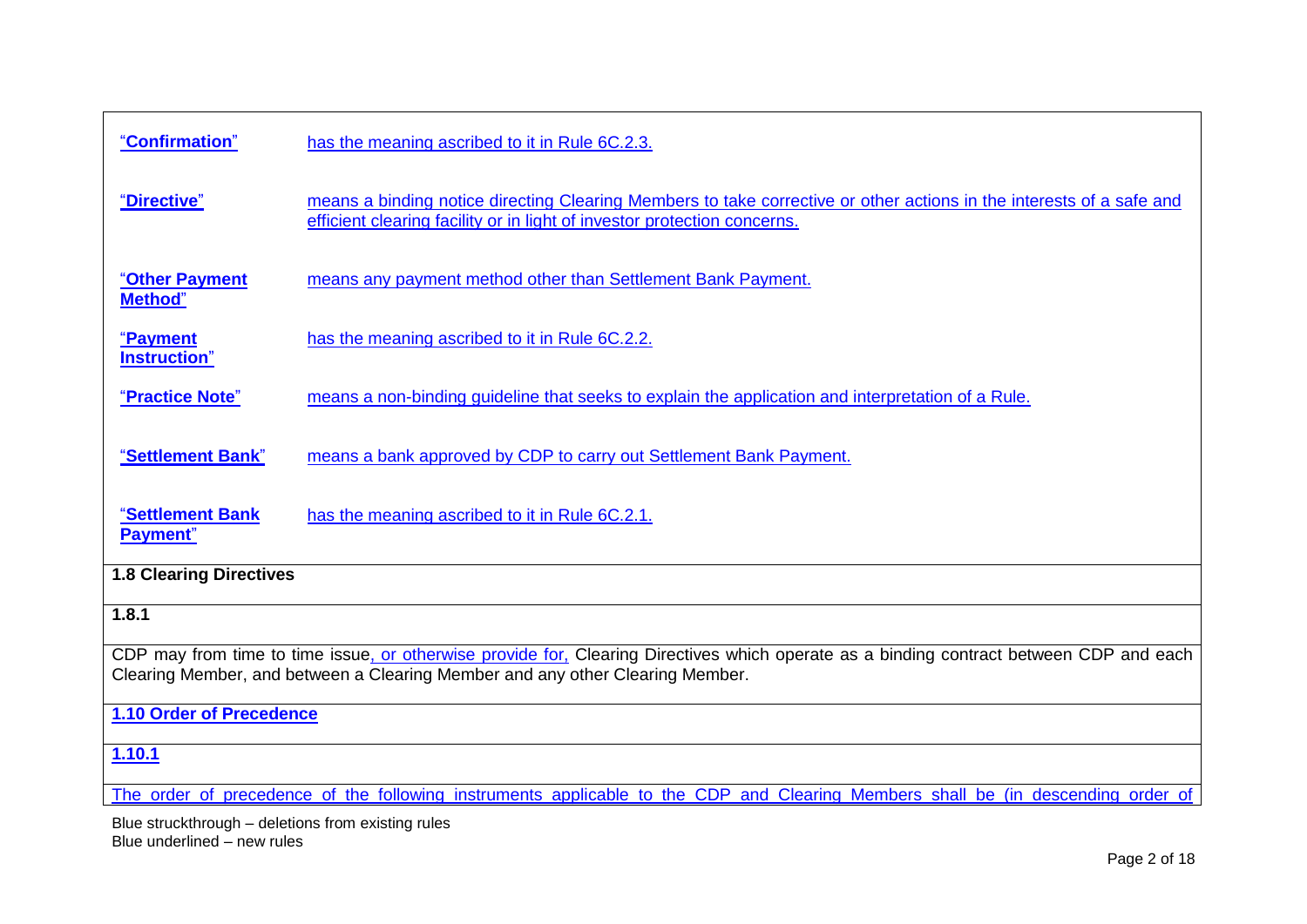| Term | Definition |
|---|---|
| "**Confirmation**" | has the meaning ascribed to it in Rule 6C.2.3. |
| "**Directive**" | means a binding notice directing Clearing Members to take corrective or other actions in the interests of a safe and efficient clearing facility or in light of investor protection concerns. |
| "**Other Payment Method**" | means any payment method other than Settlement Bank Payment. |
| "**Payment Instruction**" | has the meaning ascribed to it in Rule 6C.2.2. |
| "**Practice Note**" | means a non-binding guideline that seeks to explain the application and interpretation of a Rule. |
| "**Settlement Bank**" | means a bank approved by CDP to carry out Settlement Bank Payment. |
| "**Settlement Bank Payment**" | has the meaning ascribed to it in Rule 6C.2.1. |

**1.8 Clearing Directives**

**1.8.1**

CDP may from time to time issue, or otherwise provide for, Clearing Directives which operate as a binding contract between CDP and each Clearing Member, and between a Clearing Member and any other Clearing Member.

**1.10 Order of Precedence**

**1.10.1**

The order of precedence of the following instruments applicable to the CDP and Clearing Members shall be (in descending order of

Blue struckthrough – deletions from existing rules
Blue underlined – new rules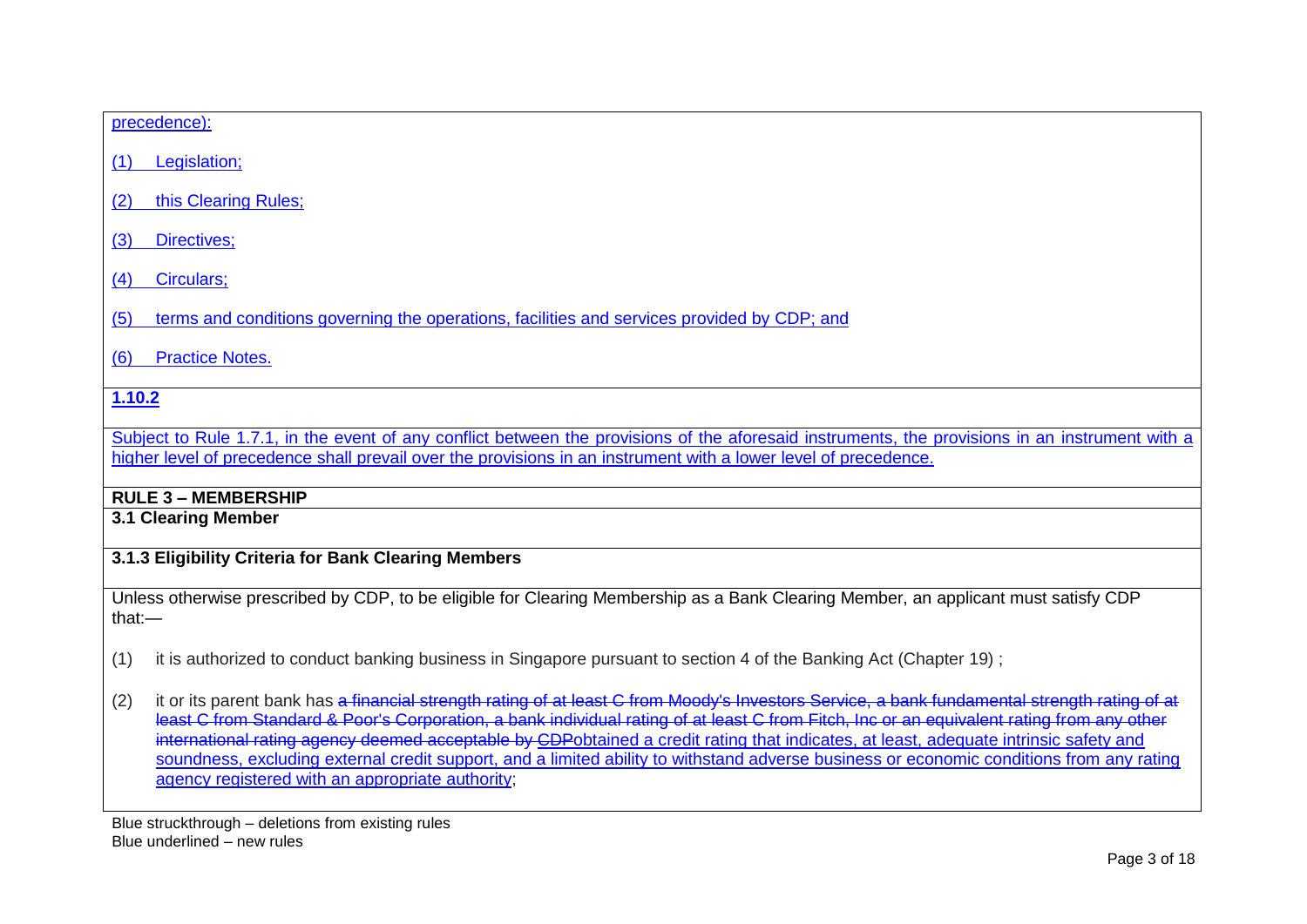precedence):

(1) Legislation;

(2) this Clearing Rules;

(3) Directives;

(4) Circulars;

(5) terms and conditions governing the operations, facilities and services provided by CDP; and

(6) Practice Notes.

**1.10.2**

Subject to Rule 1.7.1, in the event of any conflict between the provisions of the aforesaid instruments, the provisions in an instrument with a higher level of precedence shall prevail over the provisions in an instrument with a lower level of precedence.

**RULE 3 – MEMBERSHIP**

**3.1 Clearing Member**

**3.1.3 Eligibility Criteria for Bank Clearing Members**

Unless otherwise prescribed by CDP, to be eligible for Clearing Membership as a Bank Clearing Member, an applicant must satisfy CDP that:—

(1) it is authorized to conduct banking business in Singapore pursuant to section 4 of the Banking Act (Chapter 19) ;

(2) it or its parent bank has ~~a financial strength rating of at least C from Moody's Investors Service, a bank fundamental strength rating of at least C from Standard & Poor's Corporation, a bank individual rating of at least C from Fitch, Inc or an equivalent rating from any other international rating agency deemed acceptable by CDP~~obtained a credit rating that indicates, at least, adequate intrinsic safety and soundness, excluding external credit support, and a limited ability to withstand adverse business or economic conditions from any rating agency registered with an appropriate authority;

Blue struckthrough – deletions from existing rules
Blue underlined – new rules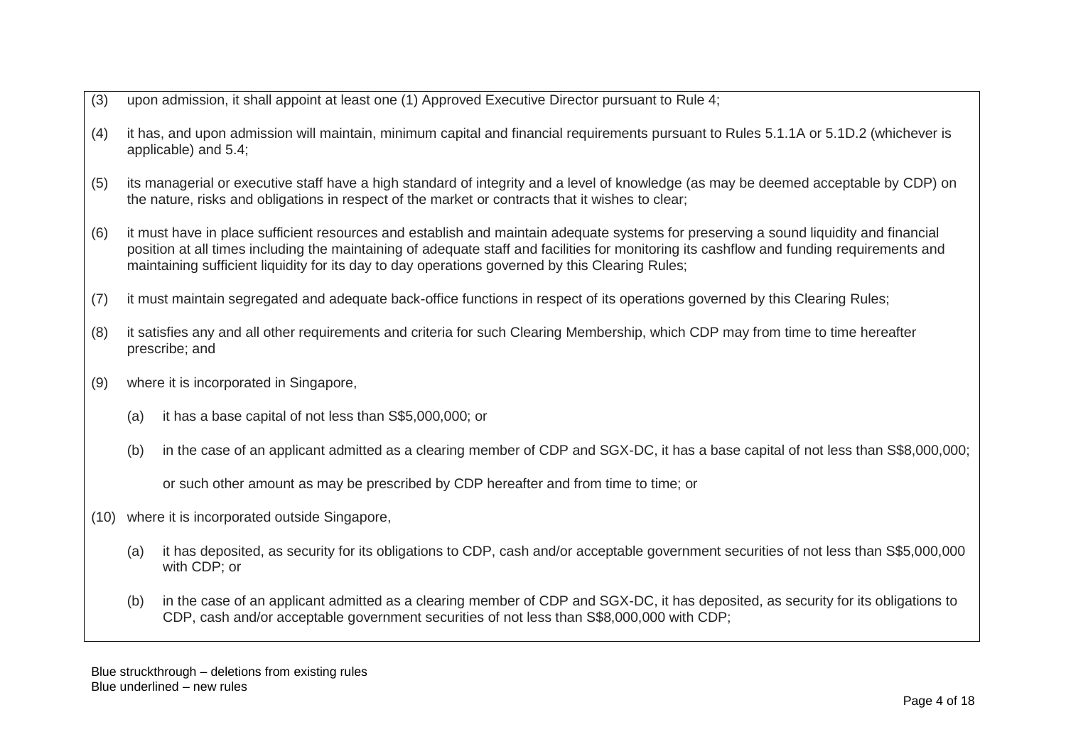(3) upon admission, it shall appoint at least one (1) Approved Executive Director pursuant to Rule 4;

(4) it has, and upon admission will maintain, minimum capital and financial requirements pursuant to Rules 5.1.1A or 5.1D.2 (whichever is applicable) and 5.4;

(5) its managerial or executive staff have a high standard of integrity and a level of knowledge (as may be deemed acceptable by CDP) on the nature, risks and obligations in respect of the market or contracts that it wishes to clear;

(6) it must have in place sufficient resources and establish and maintain adequate systems for preserving a sound liquidity and financial position at all times including the maintaining of adequate staff and facilities for monitoring its cashflow and funding requirements and maintaining sufficient liquidity for its day to day operations governed by this Clearing Rules;

(7) it must maintain segregated and adequate back-office functions in respect of its operations governed by this Clearing Rules;

(8) it satisfies any and all other requirements and criteria for such Clearing Membership, which CDP may from time to time hereafter prescribe; and

(9) where it is incorporated in Singapore,

    (a) it has a base capital of not less than S$5,000,000; or

    (b) in the case of an applicant admitted as a clearing member of CDP and SGX-DC, it has a base capital of not less than S$8,000,000;

    or such other amount as may be prescribed by CDP hereafter and from time to time; or

(10) where it is incorporated outside Singapore,

    (a) it has deposited, as security for its obligations to CDP, cash and/or acceptable government securities of not less than S$5,000,000 with CDP; or

    (b) in the case of an applicant admitted as a clearing member of CDP and SGX-DC, it has deposited, as security for its obligations to CDP, cash and/or acceptable government securities of not less than S$8,000,000 with CDP;

Blue struckthrough – deletions from existing rules
Blue underlined – new rules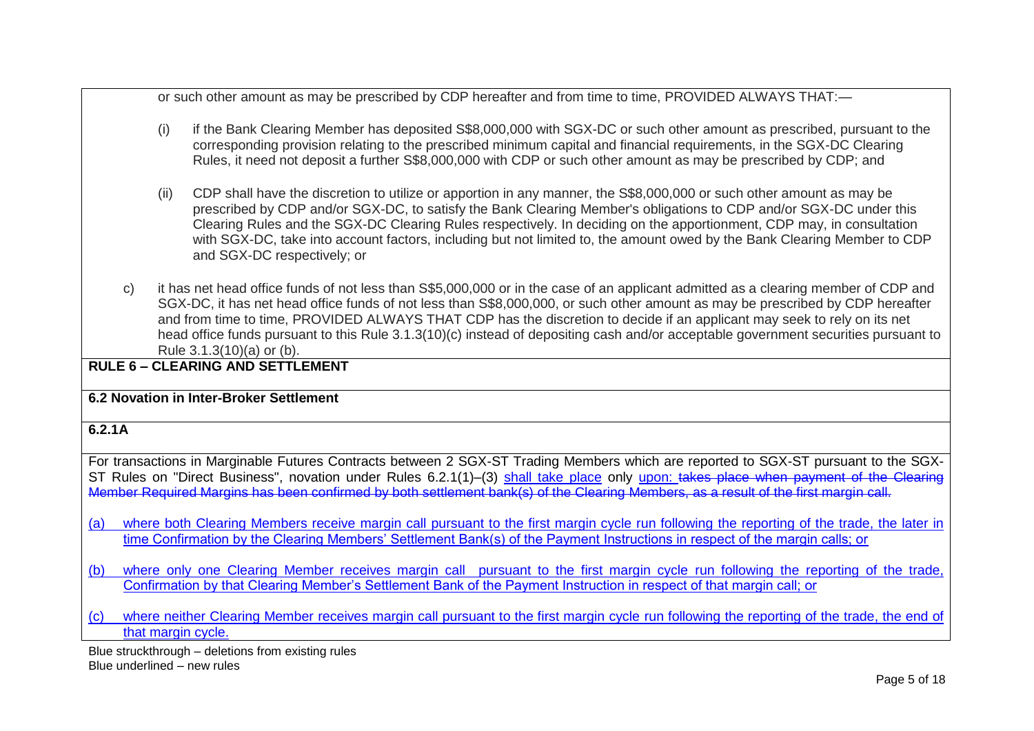or such other amount as may be prescribed by CDP hereafter and from time to time, PROVIDED ALWAYS THAT:—

(i) if the Bank Clearing Member has deposited S$8,000,000 with SGX-DC or such other amount as prescribed, pursuant to the corresponding provision relating to the prescribed minimum capital and financial requirements, in the SGX-DC Clearing Rules, it need not deposit a further S$8,000,000 with CDP or such other amount as may be prescribed by CDP; and

(ii) CDP shall have the discretion to utilize or apportion in any manner, the S$8,000,000 or such other amount as may be prescribed by CDP and/or SGX-DC, to satisfy the Bank Clearing Member's obligations to CDP and/or SGX-DC under this Clearing Rules and the SGX-DC Clearing Rules respectively. In deciding on the apportionment, CDP may, in consultation with SGX-DC, take into account factors, including but not limited to, the amount owed by the Bank Clearing Member to CDP and SGX-DC respectively; or

c) it has net head office funds of not less than S$5,000,000 or in the case of an applicant admitted as a clearing member of CDP and SGX-DC, it has net head office funds of not less than S$8,000,000, or such other amount as may be prescribed by CDP hereafter and from time to time, PROVIDED ALWAYS THAT CDP has the discretion to decide if an applicant may seek to rely on its net head office funds pursuant to this Rule 3.1.3(10)(c) instead of depositing cash and/or acceptable government securities pursuant to Rule 3.1.3(10)(a) or (b).

**RULE 6 – CLEARING AND SETTLEMENT**

**6.2 Novation in Inter-Broker Settlement**

**6.2.1A**

For transactions in Marginable Futures Contracts between 2 SGX-ST Trading Members which are reported to SGX-ST pursuant to the SGX-ST Rules on "Direct Business", novation under Rules 6.2.1(1)–(3) <u>shall take place</u> only <u>upon:</u> ~~takes place when payment of the Clearing Member Required Margins has been confirmed by both settlement bank(s) of the Clearing Members, as a result of the first margin call.~~

<u>(a) where both Clearing Members receive margin call pursuant to the first margin cycle run following the reporting of the trade, the later in time Confirmation by the Clearing Members' Settlement Bank(s) of the Payment Instructions in respect of the margin calls; or</u>

<u>(b) where only one Clearing Member receives margin call pursuant to the first margin cycle run following the reporting of the trade, Confirmation by that Clearing Member's Settlement Bank of the Payment Instruction in respect of that margin call; or</u>

<u>(c) where neither Clearing Member receives margin call pursuant to the first margin cycle run following the reporting of the trade, the end of that margin cycle.</u>

Blue struckthrough – deletions from existing rules
Blue underlined – new rules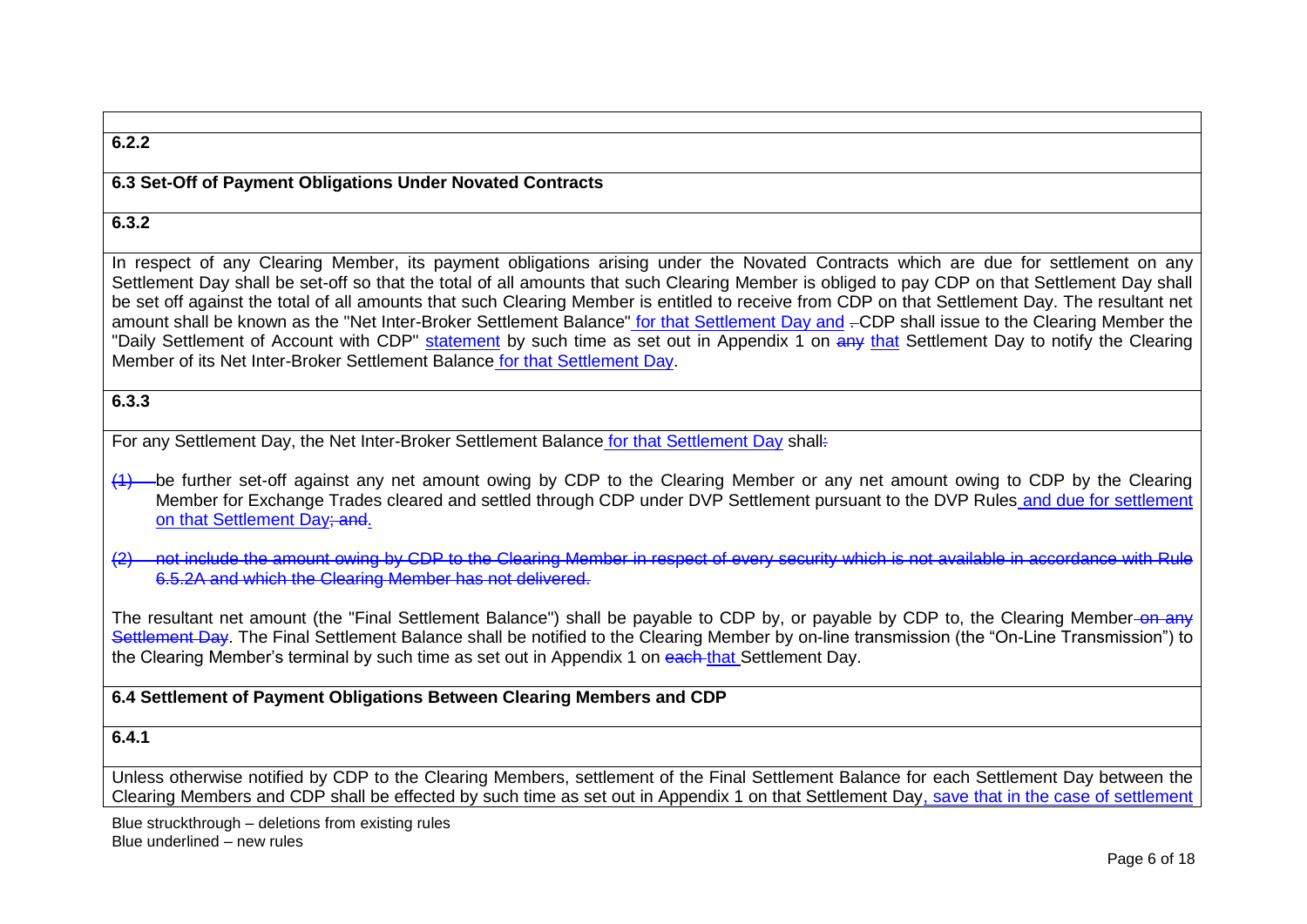**6.2.2**

**6.3 Set-Off of Payment Obligations Under Novated Contracts**

**6.3.2**

In respect of any Clearing Member, its payment obligations arising under the Novated Contracts which are due for settlement on any Settlement Day shall be set-off so that the total of all amounts that such Clearing Member is obliged to pay CDP on that Settlement Day shall be set off against the total of all amounts that such Clearing Member is entitled to receive from CDP on that Settlement Day. The resultant net amount shall be known as the "Net Inter-Broker Settlement Balance" for that Settlement Day and ~~.~~ CDP shall issue to the Clearing Member the "Daily Settlement of Account with CDP" statement by such time as set out in Appendix 1 on ~~any~~ that Settlement Day to notify the Clearing Member of its Net Inter-Broker Settlement Balance for that Settlement Day.

**6.3.3**

For any Settlement Day, the Net Inter-Broker Settlement Balance for that Settlement Day shall~~:~~

~~(1)~~ be further set-off against any net amount owing by CDP to the Clearing Member or any net amount owing to CDP by the Clearing Member for Exchange Trades cleared and settled through CDP under DVP Settlement pursuant to the DVP Rules and due for settlement on that Settlement Day~~; and~~.

~~(2) not include the amount owing by CDP to the Clearing Member in respect of every security which is not available in accordance with Rule 6.5.2A and which the Clearing Member has not delivered.~~

The resultant net amount (the "Final Settlement Balance") shall be payable to CDP by, or payable by CDP to, the Clearing Member ~~on any Settlement Day~~. The Final Settlement Balance shall be notified to the Clearing Member by on-line transmission (the "On-Line Transmission") to the Clearing Member's terminal by such time as set out in Appendix 1 on ~~each~~ that Settlement Day.

**6.4 Settlement of Payment Obligations Between Clearing Members and CDP**

**6.4.1**

Unless otherwise notified by CDP to the Clearing Members, settlement of the Final Settlement Balance for each Settlement Day between the Clearing Members and CDP shall be effected by such time as set out in Appendix 1 on that Settlement Day, save that in the case of settlement

Blue struckthrough – deletions from existing rules
Blue underlined – new rules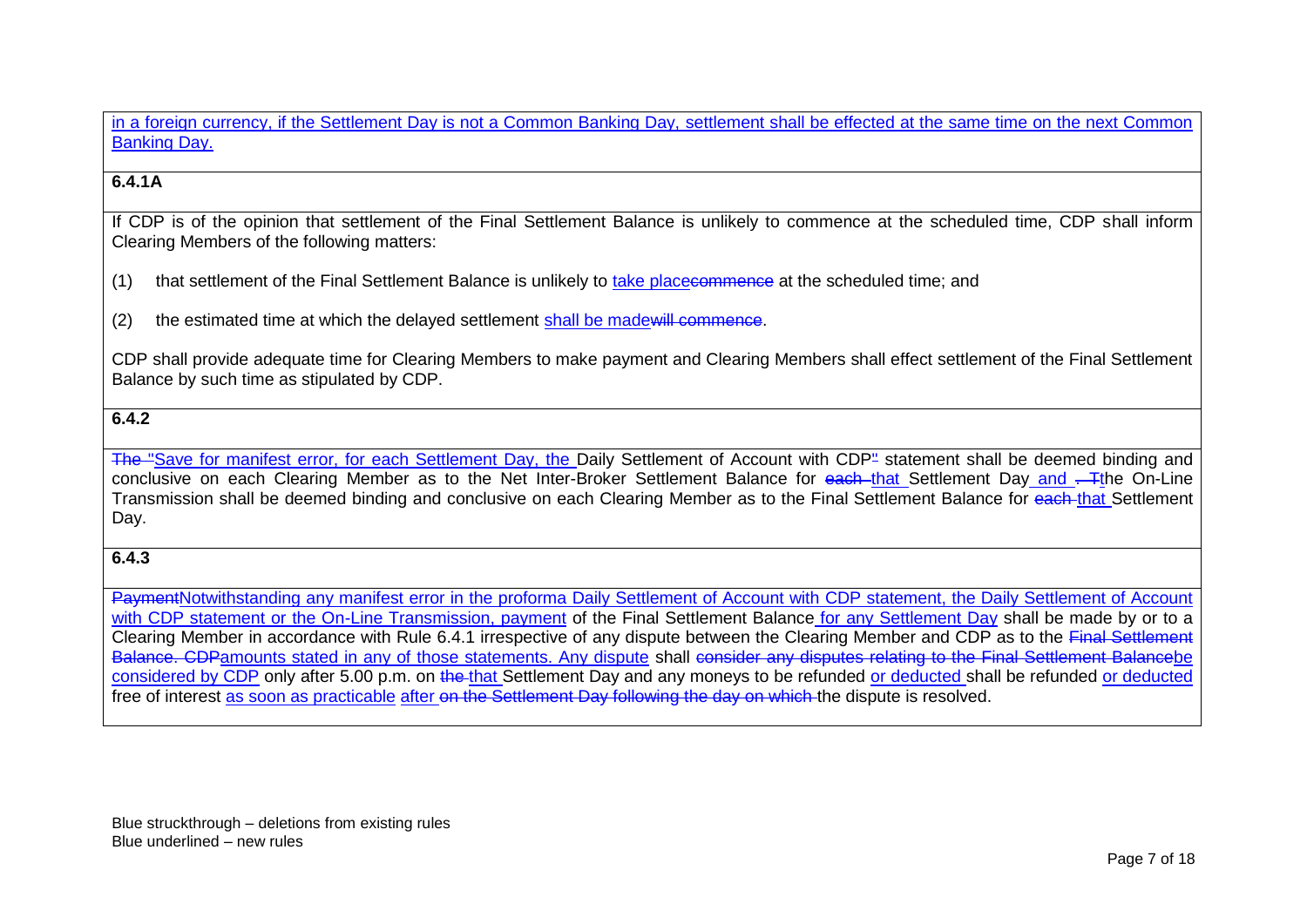<u>in a foreign currency, if the Settlement Day is not a Common Banking Day, settlement shall be effected at the same time on the next Common Banking Day.</u>

**6.4.1A**

If CDP is of the opinion that settlement of the Final Settlement Balance is unlikely to commence at the scheduled time, CDP shall inform Clearing Members of the following matters:

(1) that settlement of the Final Settlement Balance is unlikely to <u>take place</u>~~commence~~ at the scheduled time; and

(2) the estimated time at which the delayed settlement <u>shall be made</u>~~will commence~~.

CDP shall provide adequate time for Clearing Members to make payment and Clearing Members shall effect settlement of the Final Settlement Balance by such time as stipulated by CDP.

**6.4.2**

~~The~~ <u>"Save for manifest error, for each Settlement Day, the</u> Daily Settlement of Account with CDP<u>"</u> statement shall be deemed binding and conclusive on each Clearing Member as to the Net Inter-Broker Settlement Balance for ~~each~~ <u>that</u> Settlement Day <u>and</u> ~~. T~~<u>t</u>he On-Line Transmission shall be deemed binding and conclusive on each Clearing Member as to the Final Settlement Balance for ~~each~~ <u>that</u> Settlement Day.

**6.4.3**

~~Payment~~<u>Notwithstanding any manifest error in the proforma Daily Settlement of Account with CDP statement, the Daily Settlement of Account with CDP statement or the On-Line Transmission, payment</u> of the Final Settlement Balance <u>for any Settlement Day</u> shall be made by or to a Clearing Member in accordance with Rule 6.4.1 irrespective of any dispute between the Clearing Member and CDP as to the ~~Final Settlement Balance. CDP~~<u>amounts stated in any of those statements. Any dispute</u> shall ~~consider any disputes relating to the Final Settlement Balance~~<u>be considered by CDP</u> only after 5.00 p.m. on ~~the~~ <u>that</u> Settlement Day and any moneys to be refunded <u>or deducted</u> shall be refunded <u>or deducted</u> free of interest <u>as soon as practicable</u> <u>after</u> ~~on the Settlement Day following the day on which~~ the dispute is resolved.

Blue struckthrough – deletions from existing rules
Blue underlined – new rules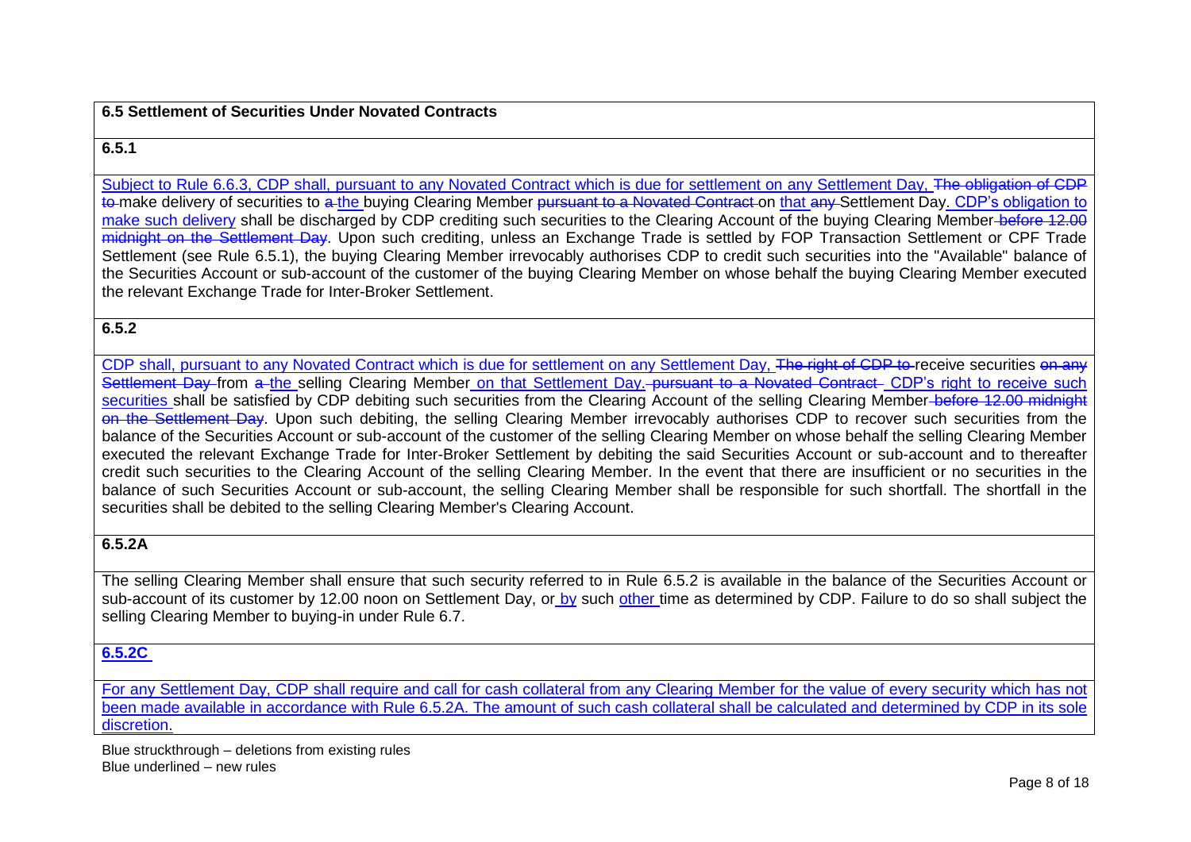## 6.5 Settlement of Securities Under Novated Contracts

### 6.5.1

<u>Subject to Rule 6.6.3, CDP shall, pursuant to any Novated Contract which is due for settlement on any Settlement Day,</u> ~~The obligation of CDP to~~ make delivery of securities to ~~a~~ <u>the</u> buying Clearing Member ~~pursuant to a Novated Contract~~ on <u>that</u> ~~any~~ Settlement Day<u>. CDP's obligation to make such delivery</u> shall be discharged by CDP crediting such securities to the Clearing Account of the buying Clearing Member ~~before 12.00 midnight on the Settlement Day~~. Upon such crediting, unless an Exchange Trade is settled by FOP Transaction Settlement or CPF Trade Settlement (see Rule 6.5.1), the buying Clearing Member irrevocably authorises CDP to credit such securities into the "Available" balance of the Securities Account or sub-account of the customer of the buying Clearing Member on whose behalf the buying Clearing Member executed the relevant Exchange Trade for Inter-Broker Settlement.

### 6.5.2

<u>CDP shall, pursuant to any Novated Contract which is due for settlement on any Settlement Day,</u> ~~The right of CDP to~~ receive securities ~~on any Settlement Day~~ from ~~a~~ <u>the</u> selling Clearing Member <u>on that Settlement Day.</u> ~~pursuant to a Novated Contract~~ <u>CDP's right to receive such securities</u> shall be satisfied by CDP debiting such securities from the Clearing Account of the selling Clearing Member ~~before 12.00 midnight on the Settlement Day~~. Upon such debiting, the selling Clearing Member irrevocably authorises CDP to recover such securities from the balance of the Securities Account or sub-account of the customer of the selling Clearing Member on whose behalf the selling Clearing Member executed the relevant Exchange Trade for Inter-Broker Settlement by debiting the said Securities Account or sub-account and to thereafter credit such securities to the Clearing Account of the selling Clearing Member. In the event that there are insufficient or no securities in the balance of such Securities Account or sub-account, the selling Clearing Member shall be responsible for such shortfall. The shortfall in the securities shall be debited to the selling Clearing Member's Clearing Account.

### 6.5.2A

The selling Clearing Member shall ensure that such security referred to in Rule 6.5.2 is available in the balance of the Securities Account or sub-account of its customer by 12.00 noon on Settlement Day, or <u>by</u> such <u>other</u> time as determined by CDP. Failure to do so shall subject the selling Clearing Member to buying-in under Rule 6.7.

### <u>6.5.2C</u>

<u>For any Settlement Day, CDP shall require and call for cash collateral from any Clearing Member for the value of every security which has not been made available in accordance with Rule 6.5.2A. The amount of such cash collateral shall be calculated and determined by CDP in its sole discretion.</u>

Blue struckthrough – deletions from existing rules
Blue underlined – new rules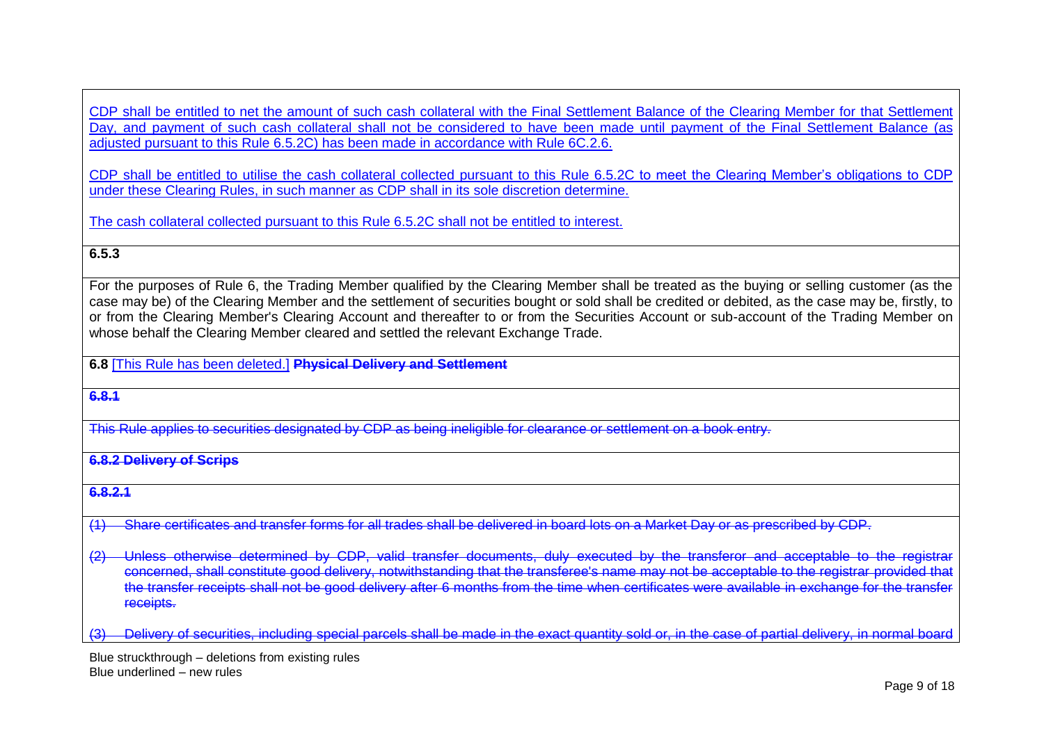<u>CDP shall be entitled to net the amount of such cash collateral with the Final Settlement Balance of the Clearing Member for that Settlement Day, and payment of such cash collateral shall not be considered to have been made until payment of the Final Settlement Balance (as adjusted pursuant to this Rule 6.5.2C) has been made in accordance with Rule 6C.2.6.</u>

<u>CDP shall be entitled to utilise the cash collateral collected pursuant to this Rule 6.5.2C to meet the Clearing Member's obligations to CDP under these Clearing Rules, in such manner as CDP shall in its sole discretion determine.</u>

<u>The cash collateral collected pursuant to this Rule 6.5.2C shall not be entitled to interest.</u>

**6.5.3**

For the purposes of Rule 6, the Trading Member qualified by the Clearing Member shall be treated as the buying or selling customer (as the case may be) of the Clearing Member and the settlement of securities bought or sold shall be credited or debited, as the case may be, firstly, to or from the Clearing Member's Clearing Account and thereafter to or from the Securities Account or sub-account of the Trading Member on whose behalf the Clearing Member cleared and settled the relevant Exchange Trade.

**6.8** <u>[This Rule has been deleted.]</u> ~~**Physical Delivery and Settlement**~~

~~**6.8.1**~~

~~This Rule applies to securities designated by CDP as being ineligible for clearance or settlement on a book entry.~~

~~**6.8.2 Delivery of Scrips**~~

~~**6.8.2.1**~~

~~(1) Share certificates and transfer forms for all trades shall be delivered in board lots on a Market Day or as prescribed by CDP.~~

~~(2) Unless otherwise determined by CDP, valid transfer documents, duly executed by the transferor and acceptable to the registrar concerned, shall constitute good delivery, notwithstanding that the transferee's name may not be acceptable to the registrar provided that the transfer receipts shall not be good delivery after 6 months from the time when certificates were available in exchange for the transfer receipts.~~

~~(3) Delivery of securities, including special parcels shall be made in the exact quantity sold or, in the case of partial delivery, in normal board~~

Blue struckthrough – deletions from existing rules
Blue underlined – new rules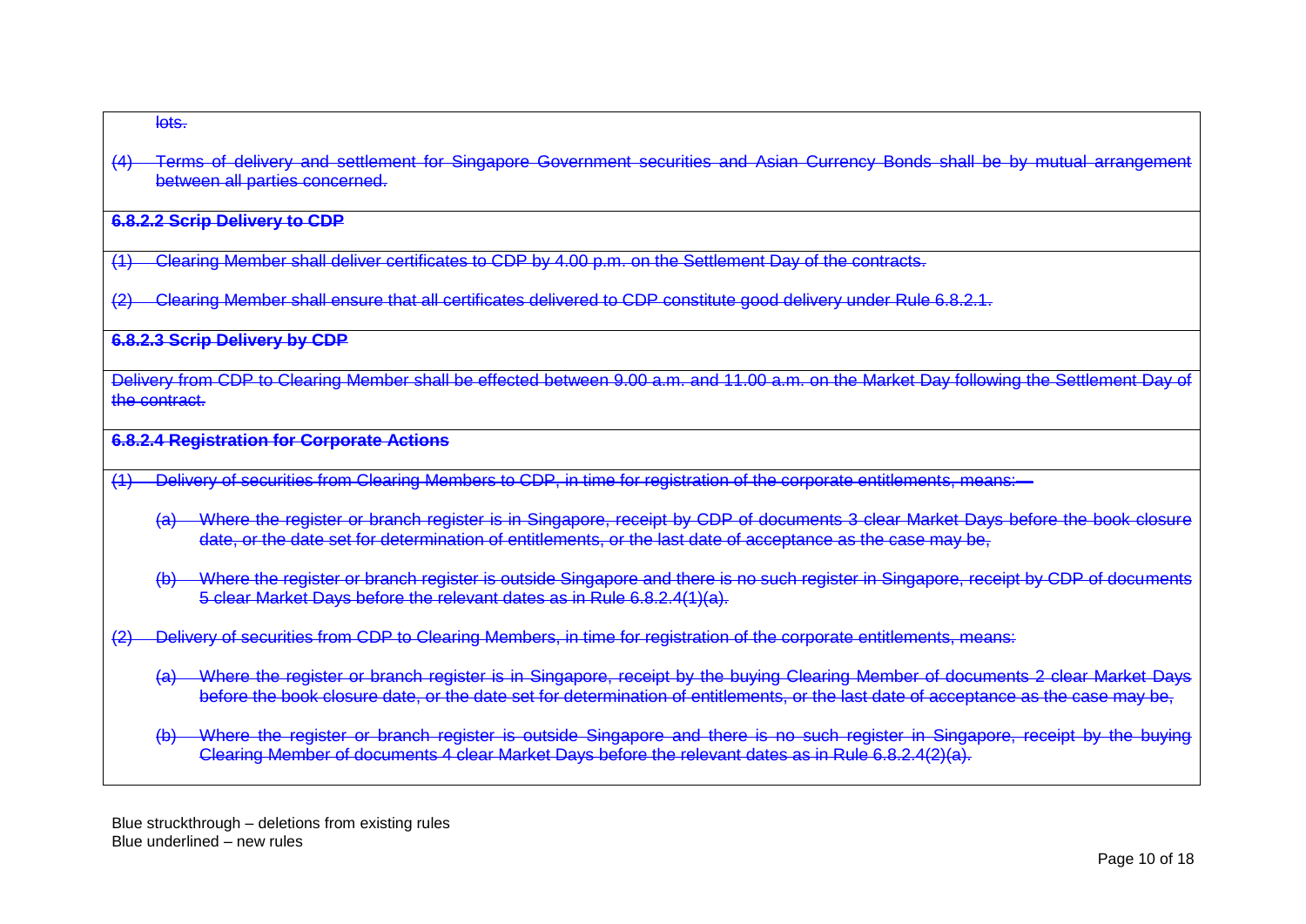~~lots.~~

~~(4) Terms of delivery and settlement for Singapore Government securities and Asian Currency Bonds shall be by mutual arrangement between all parties concerned.~~

~~**6.8.2.2 Scrip Delivery to CDP**~~

~~(1) Clearing Member shall deliver certificates to CDP by 4.00 p.m. on the Settlement Day of the contracts.~~

~~(2) Clearing Member shall ensure that all certificates delivered to CDP constitute good delivery under Rule 6.8.2.1.~~

~~**6.8.2.3 Scrip Delivery by CDP**~~

~~Delivery from CDP to Clearing Member shall be effected between 9.00 a.m. and 11.00 a.m. on the Market Day following the Settlement Day of the contract.~~

~~**6.8.2.4 Registration for Corporate Actions**~~

~~(1) Delivery of securities from Clearing Members to CDP, in time for registration of the corporate entitlements, means:—~~

~~(a) Where the register or branch register is in Singapore, receipt by CDP of documents 3 clear Market Days before the book closure date, or the date set for determination of entitlements, or the last date of acceptance as the case may be,~~

~~(b) Where the register or branch register is outside Singapore and there is no such register in Singapore, receipt by CDP of documents 5 clear Market Days before the relevant dates as in Rule 6.8.2.4(1)(a).~~

~~(2) Delivery of securities from CDP to Clearing Members, in time for registration of the corporate entitlements, means:~~

~~(a) Where the register or branch register is in Singapore, receipt by the buying Clearing Member of documents 2 clear Market Days before the book closure date, or the date set for determination of entitlements, or the last date of acceptance as the case may be,~~

~~(b) Where the register or branch register is outside Singapore and there is no such register in Singapore, receipt by the buying Clearing Member of documents 4 clear Market Days before the relevant dates as in Rule 6.8.2.4(2)(a).~~

Blue struckthrough – deletions from existing rules
Blue underlined – new rules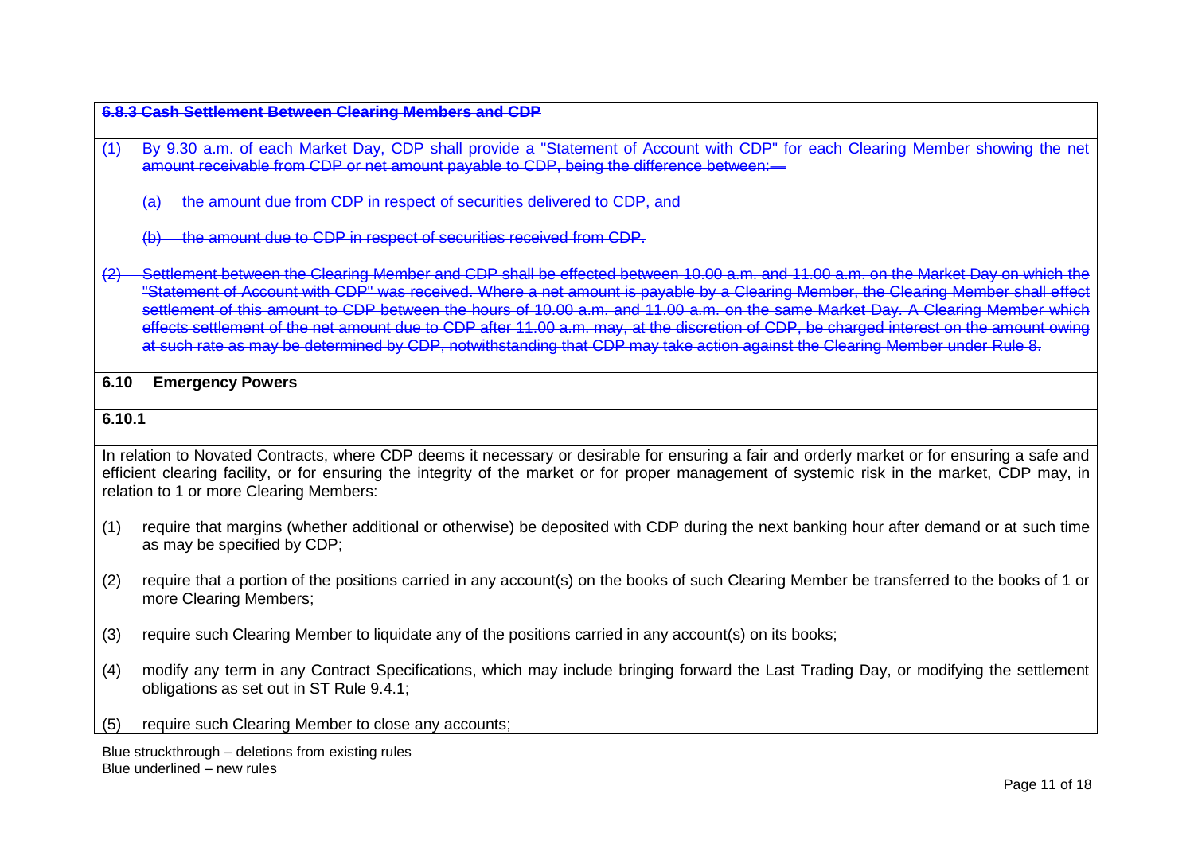~~**6.8.3 Cash Settlement Between Clearing Members and CDP**~~

~~(1) By 9.30 a.m. of each Market Day, CDP shall provide a "Statement of Account with CDP" for each Clearing Member showing the net amount receivable from CDP or net amount payable to CDP, being the difference between:—~~

~~(a) the amount due from CDP in respect of securities delivered to CDP, and~~

~~(b) the amount due to CDP in respect of securities received from CDP.~~

~~(2) Settlement between the Clearing Member and CDP shall be effected between 10.00 a.m. and 11.00 a.m. on the Market Day on which the "Statement of Account with CDP" was received. Where a net amount is payable by a Clearing Member, the Clearing Member shall effect settlement of this amount to CDP between the hours of 10.00 a.m. and 11.00 a.m. on the same Market Day. A Clearing Member which effects settlement of the net amount due to CDP after 11.00 a.m. may, at the discretion of CDP, be charged interest on the amount owing at such rate as may be determined by CDP, notwithstanding that CDP may take action against the Clearing Member under Rule 8.~~

**6.10 Emergency Powers**

**6.10.1**

In relation to Novated Contracts, where CDP deems it necessary or desirable for ensuring a fair and orderly market or for ensuring a safe and efficient clearing facility, or for ensuring the integrity of the market or for proper management of systemic risk in the market, CDP may, in relation to 1 or more Clearing Members:

(1) require that margins (whether additional or otherwise) be deposited with CDP during the next banking hour after demand or at such time as may be specified by CDP;

(2) require that a portion of the positions carried in any account(s) on the books of such Clearing Member be transferred to the books of 1 or more Clearing Members;

(3) require such Clearing Member to liquidate any of the positions carried in any account(s) on its books;

(4) modify any term in any Contract Specifications, which may include bringing forward the Last Trading Day, or modifying the settlement obligations as set out in ST Rule 9.4.1;

(5) require such Clearing Member to close any accounts;

Blue struckthrough – deletions from existing rules
Blue underlined – new rules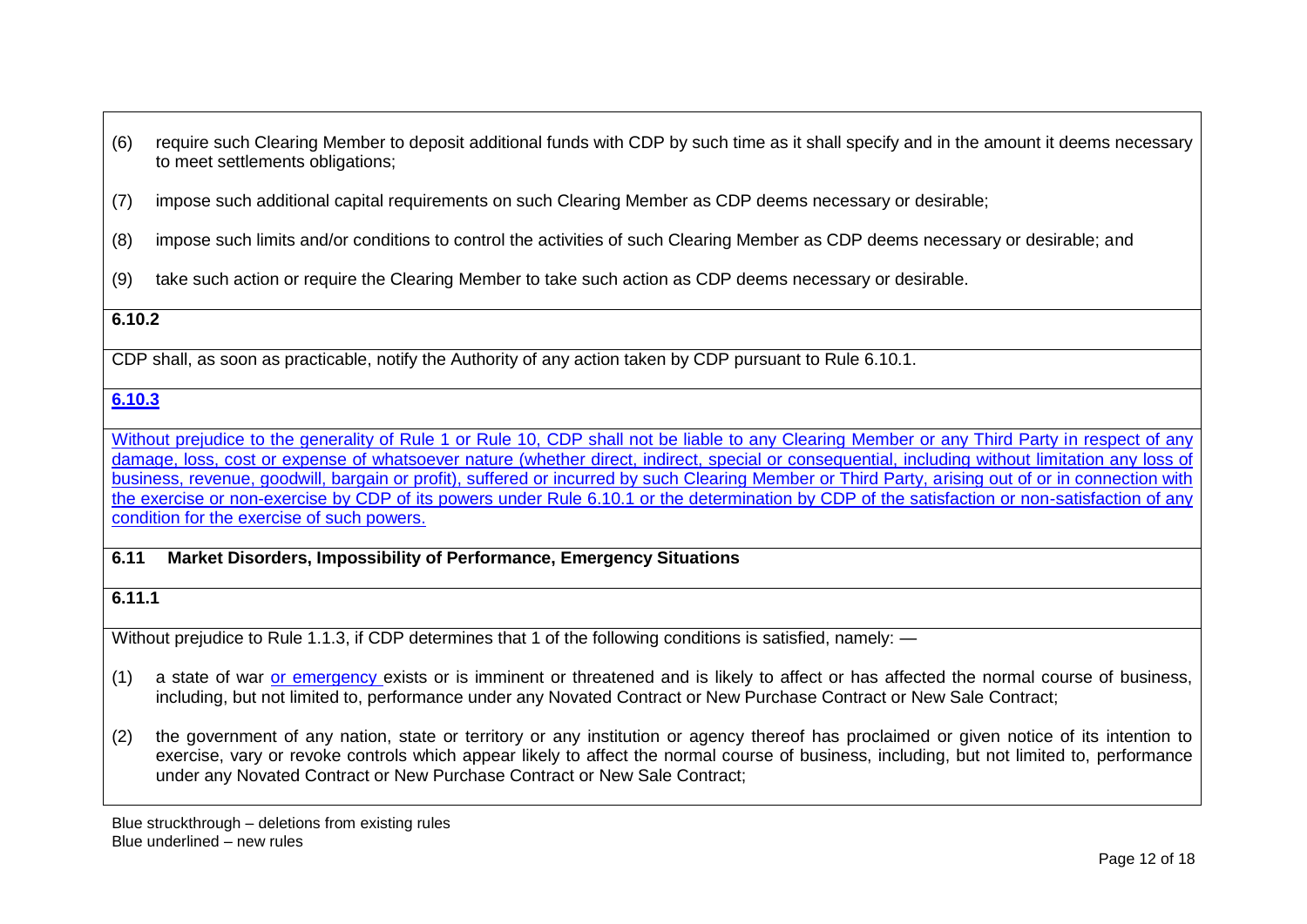(6) require such Clearing Member to deposit additional funds with CDP by such time as it shall specify and in the amount it deems necessary to meet settlements obligations;

(7) impose such additional capital requirements on such Clearing Member as CDP deems necessary or desirable;

(8) impose such limits and/or conditions to control the activities of such Clearing Member as CDP deems necessary or desirable; and

(9) take such action or require the Clearing Member to take such action as CDP deems necessary or desirable.

**6.10.2**

CDP shall, as soon as practicable, notify the Authority of any action taken by CDP pursuant to Rule 6.10.1.

<u>**6.10.3**</u>

<u>Without prejudice to the generality of Rule 1 or Rule 10, CDP shall not be liable to any Clearing Member or any Third Party in respect of any damage, loss, cost or expense of whatsoever nature (whether direct, indirect, special or consequential, including without limitation any loss of business, revenue, goodwill, bargain or profit), suffered or incurred by such Clearing Member or Third Party, arising out of or in connection with the exercise or non-exercise by CDP of its powers under Rule 6.10.1 or the determination by CDP of the satisfaction or non-satisfaction of any condition for the exercise of such powers.</u>

**6.11 Market Disorders, Impossibility of Performance, Emergency Situations**

**6.11.1**

Without prejudice to Rule 1.1.3, if CDP determines that 1 of the following conditions is satisfied, namely: —

(1) a state of war <u>or emergency</u> exists or is imminent or threatened and is likely to affect or has affected the normal course of business, including, but not limited to, performance under any Novated Contract or New Purchase Contract or New Sale Contract;

(2) the government of any nation, state or territory or any institution or agency thereof has proclaimed or given notice of its intention to exercise, vary or revoke controls which appear likely to affect the normal course of business, including, but not limited to, performance under any Novated Contract or New Purchase Contract or New Sale Contract;

Blue struckthrough – deletions from existing rules
Blue underlined – new rules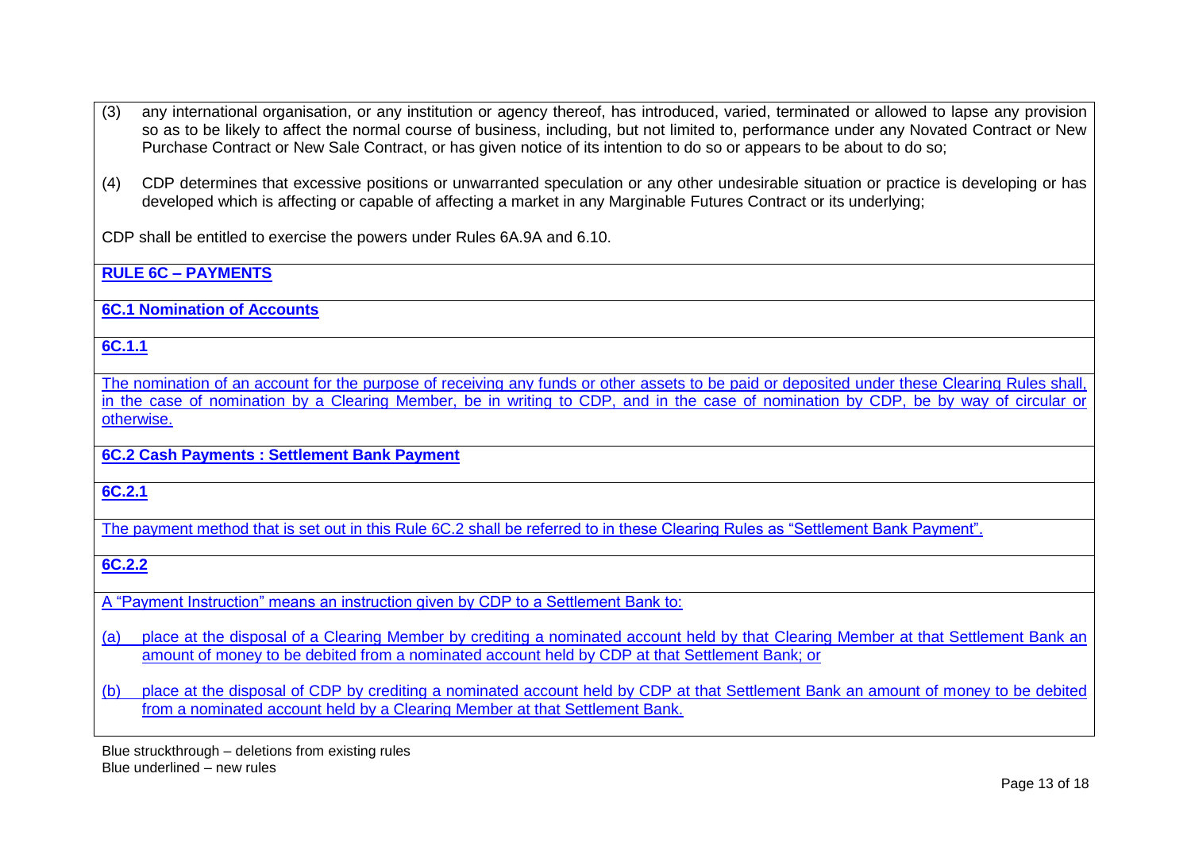(3) any international organisation, or any institution or agency thereof, has introduced, varied, terminated or allowed to lapse any provision so as to be likely to affect the normal course of business, including, but not limited to, performance under any Novated Contract or New Purchase Contract or New Sale Contract, or has given notice of its intention to do so or appears to be about to do so;

(4) CDP determines that excessive positions or unwarranted speculation or any other undesirable situation or practice is developing or has developed which is affecting or capable of affecting a market in any Marginable Futures Contract or its underlying;

CDP shall be entitled to exercise the powers under Rules 6A.9A and 6.10.

**RULE 6C – PAYMENTS**

**6C.1 Nomination of Accounts**

**6C.1.1**

The nomination of an account for the purpose of receiving any funds or other assets to be paid or deposited under these Clearing Rules shall, in the case of nomination by a Clearing Member, be in writing to CDP, and in the case of nomination by CDP, be by way of circular or otherwise.

**6C.2 Cash Payments : Settlement Bank Payment**

**6C.2.1**

The payment method that is set out in this Rule 6C.2 shall be referred to in these Clearing Rules as "Settlement Bank Payment".

**6C.2.2**

A "Payment Instruction" means an instruction given by CDP to a Settlement Bank to:

(a) place at the disposal of a Clearing Member by crediting a nominated account held by that Clearing Member at that Settlement Bank an amount of money to be debited from a nominated account held by CDP at that Settlement Bank; or

(b) place at the disposal of CDP by crediting a nominated account held by CDP at that Settlement Bank an amount of money to be debited from a nominated account held by a Clearing Member at that Settlement Bank.

Blue struckthrough – deletions from existing rules
Blue underlined – new rules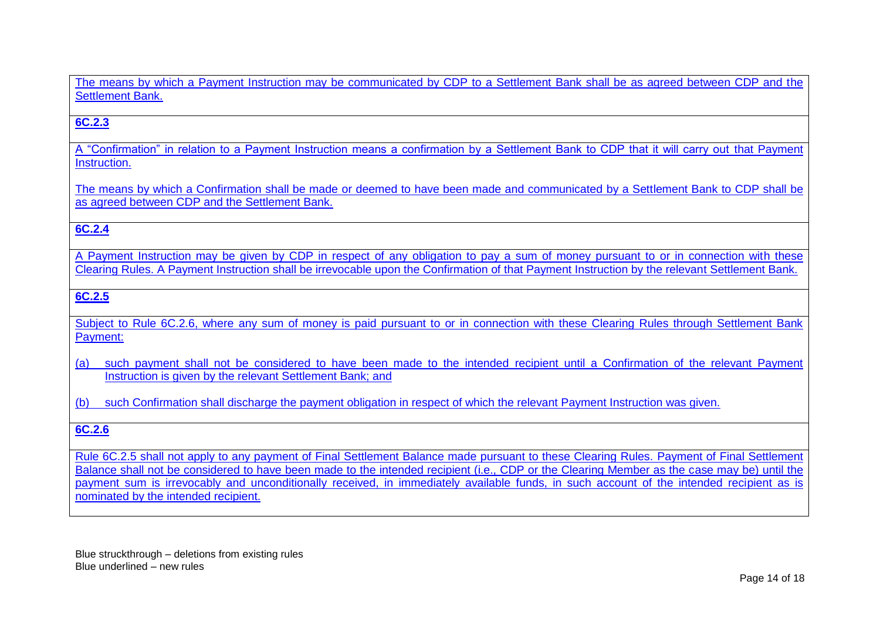The means by which a Payment Instruction may be communicated by CDP to a Settlement Bank shall be as agreed between CDP and the Settlement Bank.

**6C.2.3**

A "Confirmation" in relation to a Payment Instruction means a confirmation by a Settlement Bank to CDP that it will carry out that Payment Instruction.

The means by which a Confirmation shall be made or deemed to have been made and communicated by a Settlement Bank to CDP shall be as agreed between CDP and the Settlement Bank.

**6C.2.4**

A Payment Instruction may be given by CDP in respect of any obligation to pay a sum of money pursuant to or in connection with these Clearing Rules. A Payment Instruction shall be irrevocable upon the Confirmation of that Payment Instruction by the relevant Settlement Bank.

**6C.2.5**

Subject to Rule 6C.2.6, where any sum of money is paid pursuant to or in connection with these Clearing Rules through Settlement Bank Payment:

(a) such payment shall not be considered to have been made to the intended recipient until a Confirmation of the relevant Payment Instruction is given by the relevant Settlement Bank; and

(b) such Confirmation shall discharge the payment obligation in respect of which the relevant Payment Instruction was given.

**6C.2.6**

Rule 6C.2.5 shall not apply to any payment of Final Settlement Balance made pursuant to these Clearing Rules. Payment of Final Settlement Balance shall not be considered to have been made to the intended recipient (i.e., CDP or the Clearing Member as the case may be) until the payment sum is irrevocably and unconditionally received, in immediately available funds, in such account of the intended recipient as is nominated by the intended recipient.

Blue struckthrough – deletions from existing rules
Blue underlined – new rules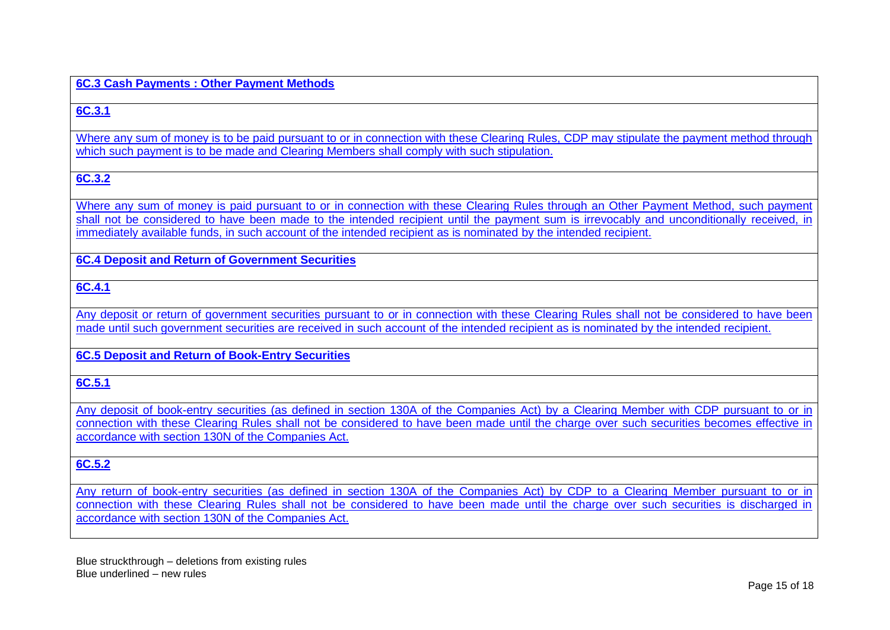**6C.3 Cash Payments : Other Payment Methods**

**6C.3.1**

Where any sum of money is to be paid pursuant to or in connection with these Clearing Rules, CDP may stipulate the payment method through which such payment is to be made and Clearing Members shall comply with such stipulation.

**6C.3.2**

Where any sum of money is paid pursuant to or in connection with these Clearing Rules through an Other Payment Method, such payment shall not be considered to have been made to the intended recipient until the payment sum is irrevocably and unconditionally received, in immediately available funds, in such account of the intended recipient as is nominated by the intended recipient.

**6C.4 Deposit and Return of Government Securities**

**6C.4.1**

Any deposit or return of government securities pursuant to or in connection with these Clearing Rules shall not be considered to have been made until such government securities are received in such account of the intended recipient as is nominated by the intended recipient.

**6C.5 Deposit and Return of Book-Entry Securities**

**6C.5.1**

Any deposit of book-entry securities (as defined in section 130A of the Companies Act) by a Clearing Member with CDP pursuant to or in connection with these Clearing Rules shall not be considered to have been made until the charge over such securities becomes effective in accordance with section 130N of the Companies Act.

**6C.5.2**

Any return of book-entry securities (as defined in section 130A of the Companies Act) by CDP to a Clearing Member pursuant to or in connection with these Clearing Rules shall not be considered to have been made until the charge over such securities is discharged in accordance with section 130N of the Companies Act.

Blue struckthrough – deletions from existing rules
Blue underlined – new rules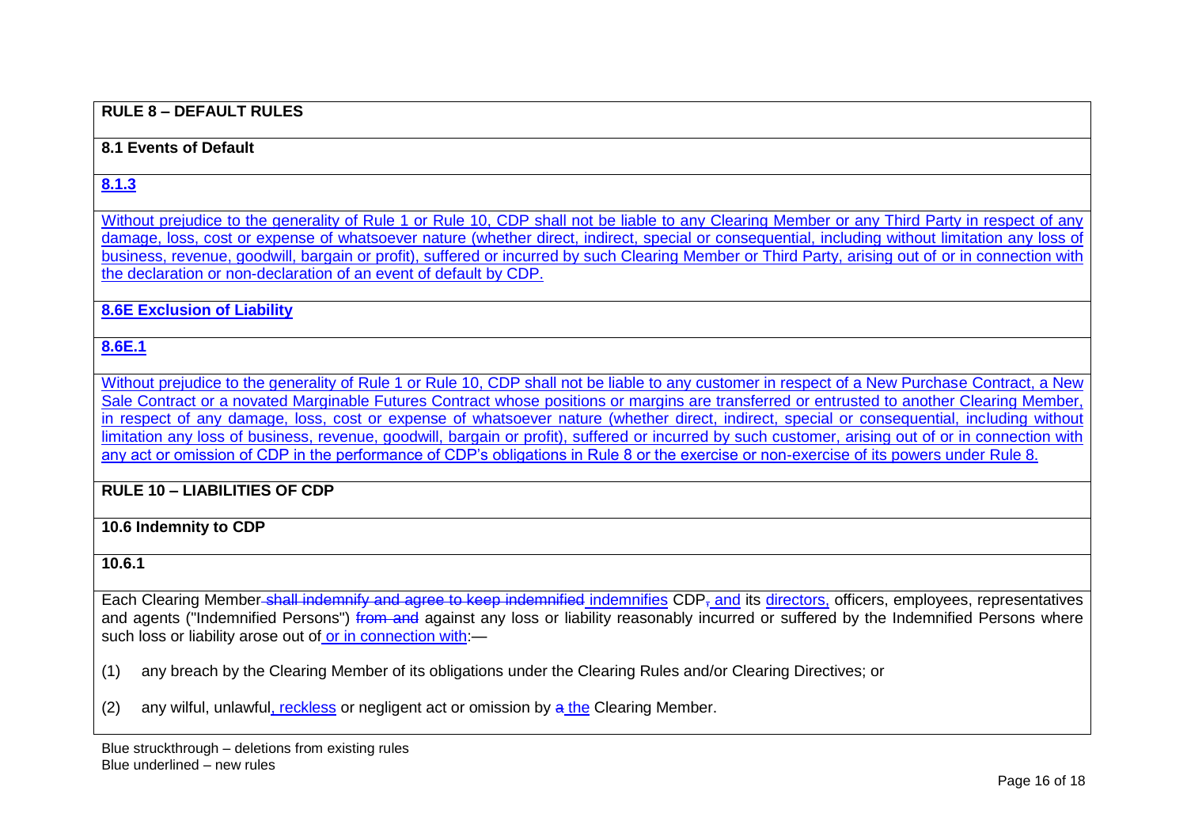**RULE 8 – DEFAULT RULES**

**8.1 Events of Default**

**8.1.3**

Without prejudice to the generality of Rule 1 or Rule 10, CDP shall not be liable to any Clearing Member or any Third Party in respect of any damage, loss, cost or expense of whatsoever nature (whether direct, indirect, special or consequential, including without limitation any loss of business, revenue, goodwill, bargain or profit), suffered or incurred by such Clearing Member or Third Party, arising out of or in connection with the declaration or non-declaration of an event of default by CDP.

**8.6E Exclusion of Liability**

**8.6E.1**

Without prejudice to the generality of Rule 1 or Rule 10, CDP shall not be liable to any customer in respect of a New Purchase Contract, a New Sale Contract or a novated Marginable Futures Contract whose positions or margins are transferred or entrusted to another Clearing Member, in respect of any damage, loss, cost or expense of whatsoever nature (whether direct, indirect, special or consequential, including without limitation any loss of business, revenue, goodwill, bargain or profit), suffered or incurred by such customer, arising out of or in connection with any act or omission of CDP in the performance of CDP's obligations in Rule 8 or the exercise or non-exercise of its powers under Rule 8.

**RULE 10 – LIABILITIES OF CDP**

**10.6 Indemnity to CDP**

**10.6.1**

Each Clearing Member ~~shall indemnify and agree to keep indemnified~~ indemnifies CDP~~,~~ and its directors, officers, employees, representatives and agents ("Indemnified Persons") ~~from and~~ against any loss or liability reasonably incurred or suffered by the Indemnified Persons where such loss or liability arose out of or in connection with:—

(1) any breach by the Clearing Member of its obligations under the Clearing Rules and/or Clearing Directives; or

(2) any wilful, unlawful, reckless or negligent act or omission by ~~a~~ the Clearing Member.

Blue struckthrough – deletions from existing rules
Blue underlined – new rules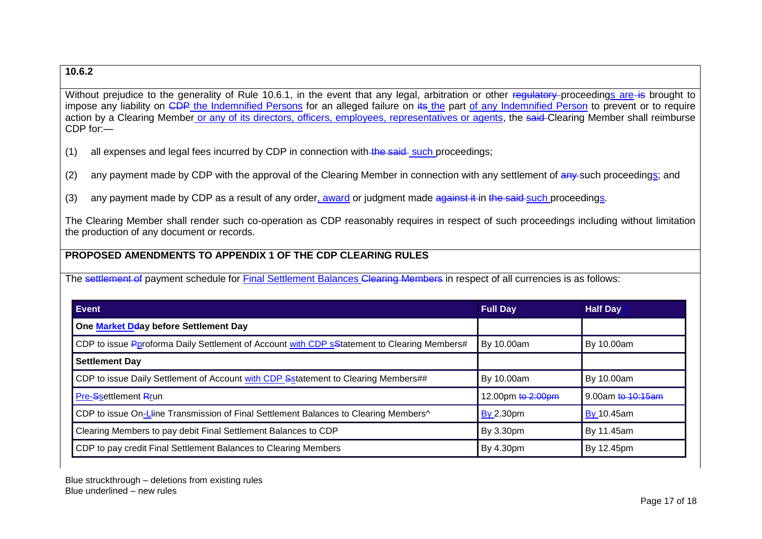**10.6.2**

Without prejudice to the generality of Rule 10.6.1, in the event that any legal, arbitration or other ~~regulatory~~ proceedings are ~~is~~ brought to impose any liability on ~~CDP~~ the Indemnified Persons for an alleged failure on ~~its~~ the part of any Indemnified Person to prevent or to require action by a Clearing Member or any of its directors, officers, employees, representatives or agents, the ~~said~~ Clearing Member shall reimburse CDP for:—

(1) all expenses and legal fees incurred by CDP in connection with ~~the said~~ such proceedings;

(2) any payment made by CDP with the approval of the Clearing Member in connection with any settlement of ~~any~~ such proceedings; and

(3) any payment made by CDP as a result of any order, award or judgment made ~~against it~~ in ~~the said~~ such proceedings.

The Clearing Member shall render such co-operation as CDP reasonably requires in respect of such proceedings including without limitation the production of any document or records.

**PROPOSED AMENDMENTS TO APPENDIX 1 OF THE CDP CLEARING RULES**

The ~~settlement of~~ payment schedule for Final Settlement Balances ~~Clearing Members~~ in respect of all currencies is as follows:

| Event | Full Day | Half Day* |
|---|---|---|
| **One Market D~~d~~ay before Settlement Day** | | |
| CDP to issue ~~P~~proforma Daily Settlement of Account with CDP s~~S~~tatement to Clearing Members# | By 10.00am | By 10.00am |
| **Settlement Day** | | |
| CDP to issue Daily Settlement of Account with CDP ~~S~~statement to Clearing Members## | By 10.00am | By 10.00am |
| Pre-~~S~~settlement ~~R~~run | 12.00pm ~~to 2:00pm~~ | 9.00am ~~to 10:15am~~ |
| CDP to issue On-~~L~~line Transmission of Final Settlement Balances to Clearing Members^ | By 2.30pm | By 10.45am |
| Clearing Members to pay debit Final Settlement Balances to CDP | By 3.30pm | By 11.45am |
| CDP to pay credit Final Settlement Balances to Clearing Members | By 4.30pm | By 12.45pm |

Blue struckthrough – deletions from existing rules
Blue underlined – new rules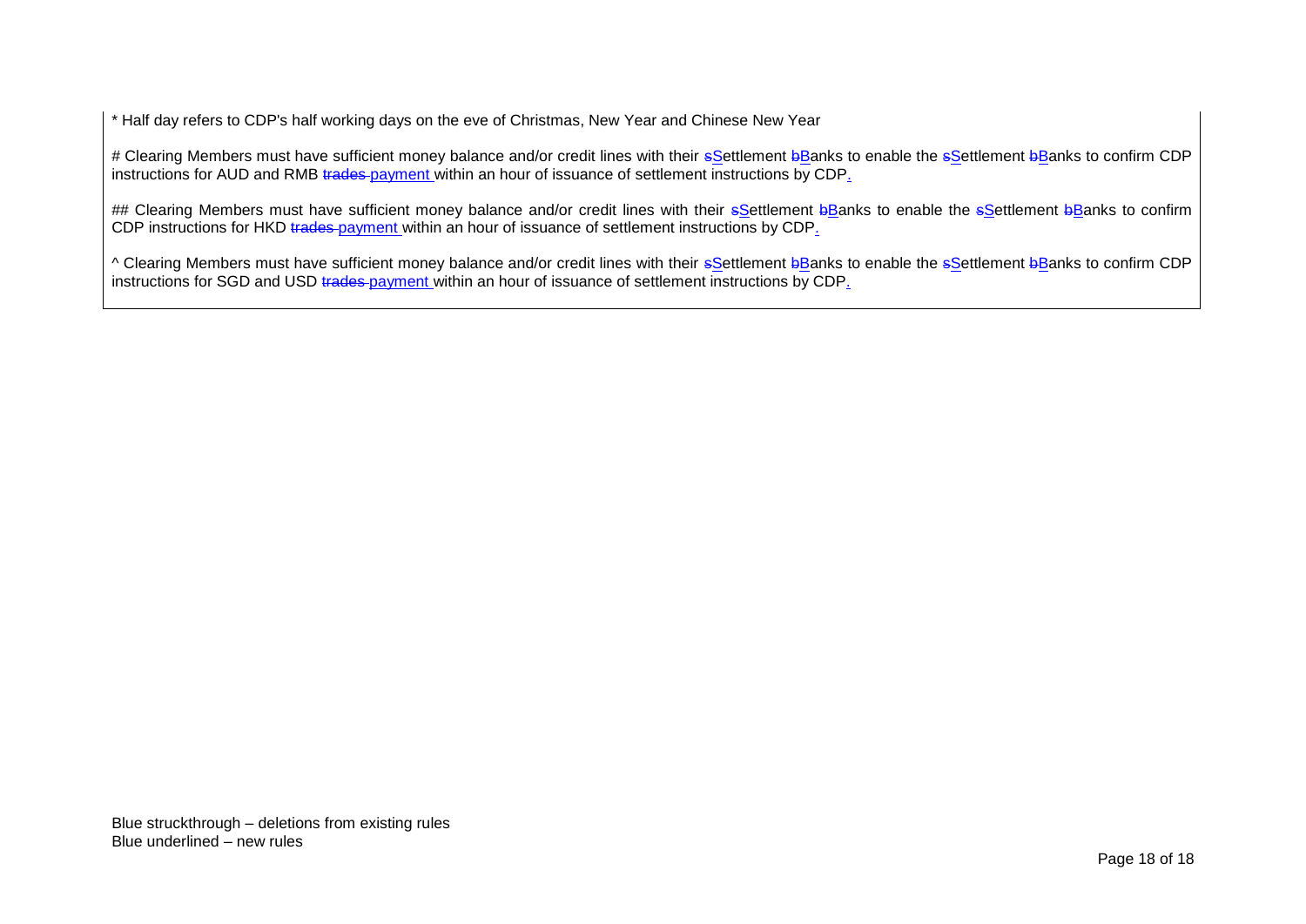* Half day refers to CDP's half working days on the eve of Christmas, New Year and Chinese New Year

# Clearing Members must have sufficient money balance and/or credit lines with their ~~s~~<u>S</u>ettlement ~~b~~<u>B</u>anks to enable the ~~s~~<u>S</u>ettlement ~~b~~<u>B</u>anks to confirm CDP instructions for AUD and RMB ~~trades~~ <u>payment</u> within an hour of issuance of settlement instructions by CDP<u>.</u>

## Clearing Members must have sufficient money balance and/or credit lines with their ~~s~~<u>S</u>ettlement ~~b~~<u>B</u>anks to enable the ~~s~~<u>S</u>ettlement ~~b~~<u>B</u>anks to confirm CDP instructions for HKD ~~trades~~ <u>payment</u> within an hour of issuance of settlement instructions by CDP<u>.</u>

^ Clearing Members must have sufficient money balance and/or credit lines with their ~~s~~<u>S</u>ettlement ~~b~~<u>B</u>anks to enable the ~~s~~<u>S</u>ettlement ~~b~~<u>B</u>anks to confirm CDP instructions for SGD and USD ~~trades~~ <u>payment</u> within an hour of issuance of settlement instructions by CDP<u>.</u>

Blue struckthrough – deletions from existing rules
Blue underlined – new rules